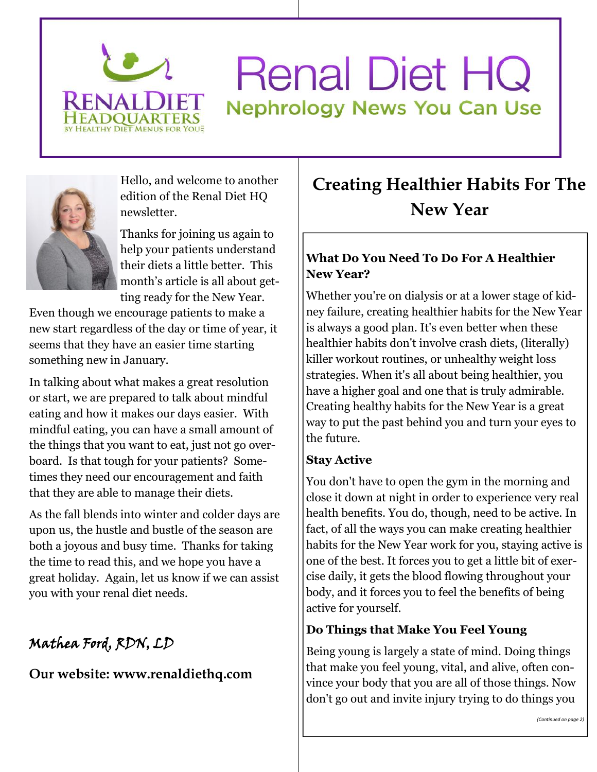# Renal Diet HQ

## Nephrology News You Can Use

Hello, and welcome to another edition of the Renal Diet HQ newsletter.

Thanks for joining us again to help your patients understand their diets a little better. This month's article is all about getting ready for the New Year.

Even though we encourage patients to make a new start regardless of the day or time of year, it seems that they have an easier time starting something new in January.

In talking about what makes a great resolution or start, we are prepared to talk about mindful eating and how it makes our days easier. With mindful eating, you can have a small amount of the things that you want to eat, just not go overboard. Is that tough for your patients? Sometimes they need our encouragement and faith that they are able to manage their diets.

As the fall blends into winter and colder days are upon us, the hustle and bustle of the season are both a joyous and busy time. Thanks for taking the time to read this, and we hope you have a great holiday. Again, let us know if we can assist you with your renal diet needs.

*Mathea Ford, RDN, LD*

**Our website: www.renaldiethq.com**

## Creating Healthier Habits For The New Year

### What Do You Need To Do For A Healthier New Year?

Whether you're on dialysis or at a lower stage of kidney failure, creating healthier habits for the New Year is always a good plan. It's even better when these healthier habits don't involve crash diets, (literally) killer workout routines, or unhealthy weight loss strategies. When it's all about being healthier, you have a higher goal and one that is truly admirable. Creating healthy habits for the New Year is a great way to put the past behind you and turn your eyes to the future.

### Stay Active

You don't have to open the gym in the morning and close it down at night in order to experience very real health benefits. You do, though, need to be active. In fact, of all the ways you can make creating healthier habits for the New Year work for you, staying active is one of the best. It forces you to get a little bit of exercise daily, it gets the blood flowing throughout your body, and it forces you to feel the benefits of being active for yourself.

### Do Things that Make You Feel Young

Being young is largely a state of mind. Doing things that make you feel young, vital, and alive, often convince your body that you are all of those things. Now don't go out and invite injury trying to do things you

*(Continued on page 2)*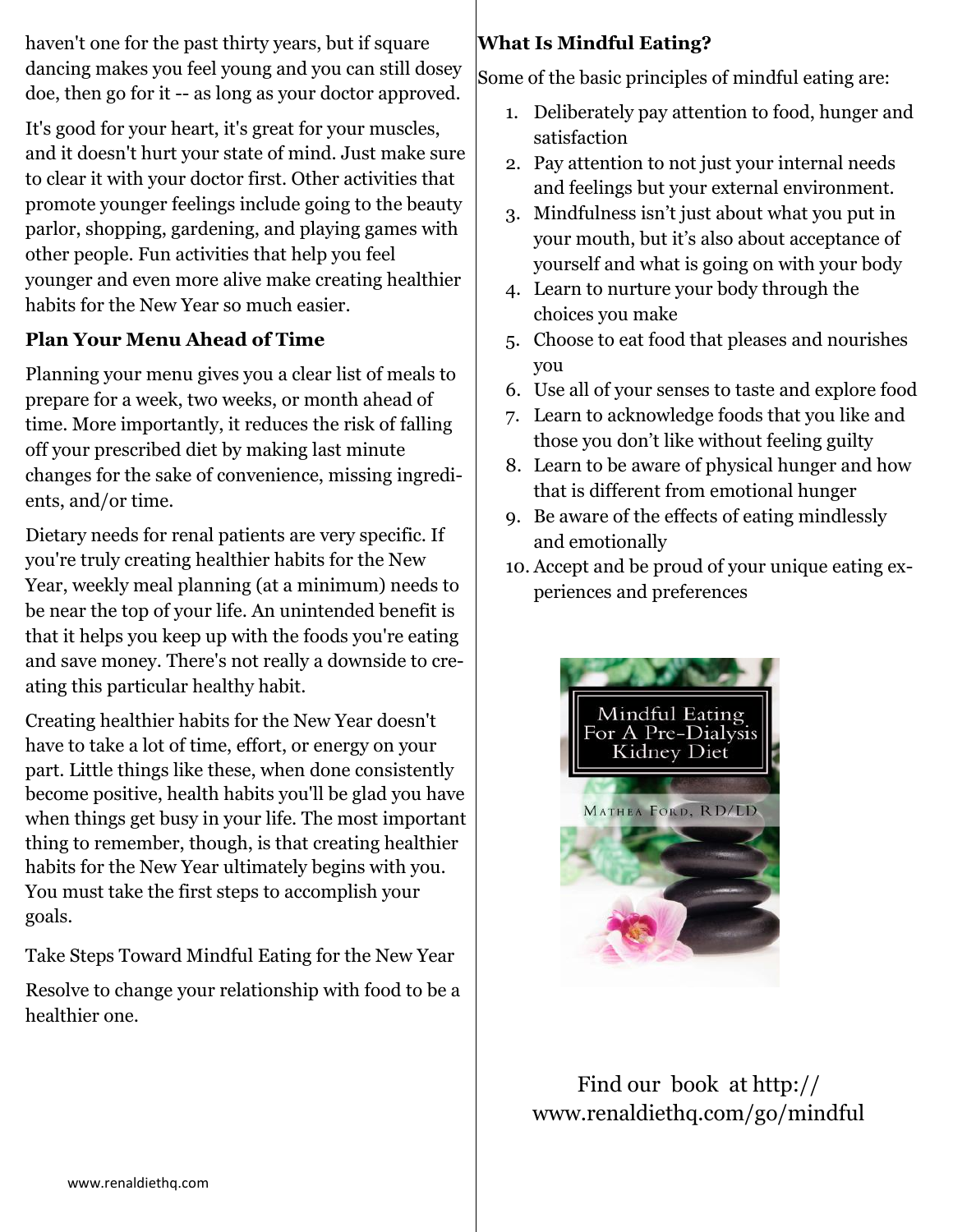haven't one for the past thirty years, but if square dancing makes you feel young and you can still dosey doe, then go for it -- as long as your doctor approved.

It's good for your heart, it's great for your muscles, and it doesn't hurt your state of mind. Just make sure to clear it with your doctor first. Other activities that promote younger feelings include going to the beauty parlor, shopping, gardening, and playing games with other people. Fun activities that help you feel younger and even more alive make creating healthier habits for the New Year so much easier.

### Plan Your Menu Ahead of Time

Planning your menu gives you a clear list of meals to prepare for a week, two weeks, or month ahead of time. More importantly, it reduces the risk of falling off your prescribed diet by making last minute changes for the sake of convenience, missing ingredients, and/or time.

Dietary needs for renal patients are very specific. If you're truly creating healthier habits for the New Year, weekly meal planning (at a minimum) needs to be near the top of your life. An unintended benefit is that it helps you keep up with the foods you're eating and save money. There's not really a downside to creating this particular healthy habit.

Creating healthier habits for the New Year doesn't have to take a lot of time, effort, or energy on your part. Little things like these, when done consistently become positive, health habits you'll be glad you have when things get busy in your life. The most important thing to remember, though, is that creating healthier habits for the New Year ultimately begins with you. You must take the first steps to accomplish your goals.

Take Steps Toward Mindful Eating for the New Year

Resolve to change your relationship with food to be a healthier one.

### What Is Mindful Eating?

Some of the basic principles of mindful eating are:

1. Deliberately pay attention to food, hunger and satisfaction
2. Pay attention to not just your internal needs and feelings but your external environment.
3. Mindfulness isn't just about what you put in your mouth, but it's also about acceptance of yourself and what is going on with your body
4. Learn to nurture your body through the choices you make
5. Choose to eat food that pleases and nourishes you
6. Use all of your senses to taste and explore food
7. Learn to acknowledge foods that you like and those you don't like without feeling guilty
8. Learn to be aware of physical hunger and how that is different from emotional hunger
9. Be aware of the effects of eating mindlessly and emotionally
10. Accept and be proud of your unique eating experiences and preferences

Mindful Eating For A Pre-Dialysis Kidney Diet

Mathea Ford, RD/LD

Find our book at http://www.renaldiethq.com/go/mindful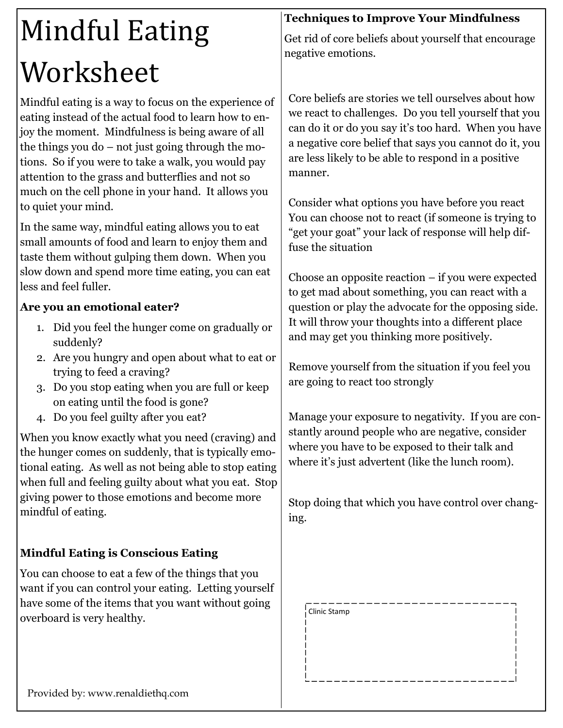# Mindful Eating Worksheet

Mindful eating is a way to focus on the experience of eating instead of the actual food to learn how to enjoy the moment. Mindfulness is being aware of all the things you do – not just going through the motions. So if you were to take a walk, you would pay attention to the grass and butterflies and not so much on the cell phone in your hand. It allows you to quiet your mind.

In the same way, mindful eating allows you to eat small amounts of food and learn to enjoy them and taste them without gulping them down. When you slow down and spend more time eating, you can eat less and feel fuller.

**Are you an emotional eater?**

1. Did you feel the hunger come on gradually or suddenly?
2. Are you hungry and open about what to eat or trying to feed a craving?
3. Do you stop eating when you are full or keep on eating until the food is gone?
4. Do you feel guilty after you eat?

When you know exactly what you need (craving) and the hunger comes on suddenly, that is typically emotional eating. As well as not being able to stop eating when full and feeling guilty about what you eat. Stop giving power to those emotions and become more mindful of eating.

**Mindful Eating is Conscious Eating**

You can choose to eat a few of the things that you want if you can control your eating. Letting yourself have some of the items that you want without going overboard is very healthy.

Provided by: www.renaldiethq.com

**Techniques to Improve Your Mindfulness**

Get rid of core beliefs about yourself that encourage negative emotions.

Core beliefs are stories we tell ourselves about how we react to challenges. Do you tell yourself that you can do it or do you say it's too hard. When you have a negative core belief that says you cannot do it, you are less likely to be able to respond in a positive manner.

Consider what options you have before you react You can choose not to react (if someone is trying to "get your goat" your lack of response will help diffuse the situation

Choose an opposite reaction – if you were expected to get mad about something, you can react with a question or play the advocate for the opposing side. It will throw your thoughts into a different place and may get you thinking more positively.

Remove yourself from the situation if you feel you are going to react too strongly

Manage your exposure to negativity. If you are constantly around people who are negative, consider where you have to be exposed to their talk and where it's just advertent (like the lunch room).

Stop doing that which you have control over changing.

Clinic Stamp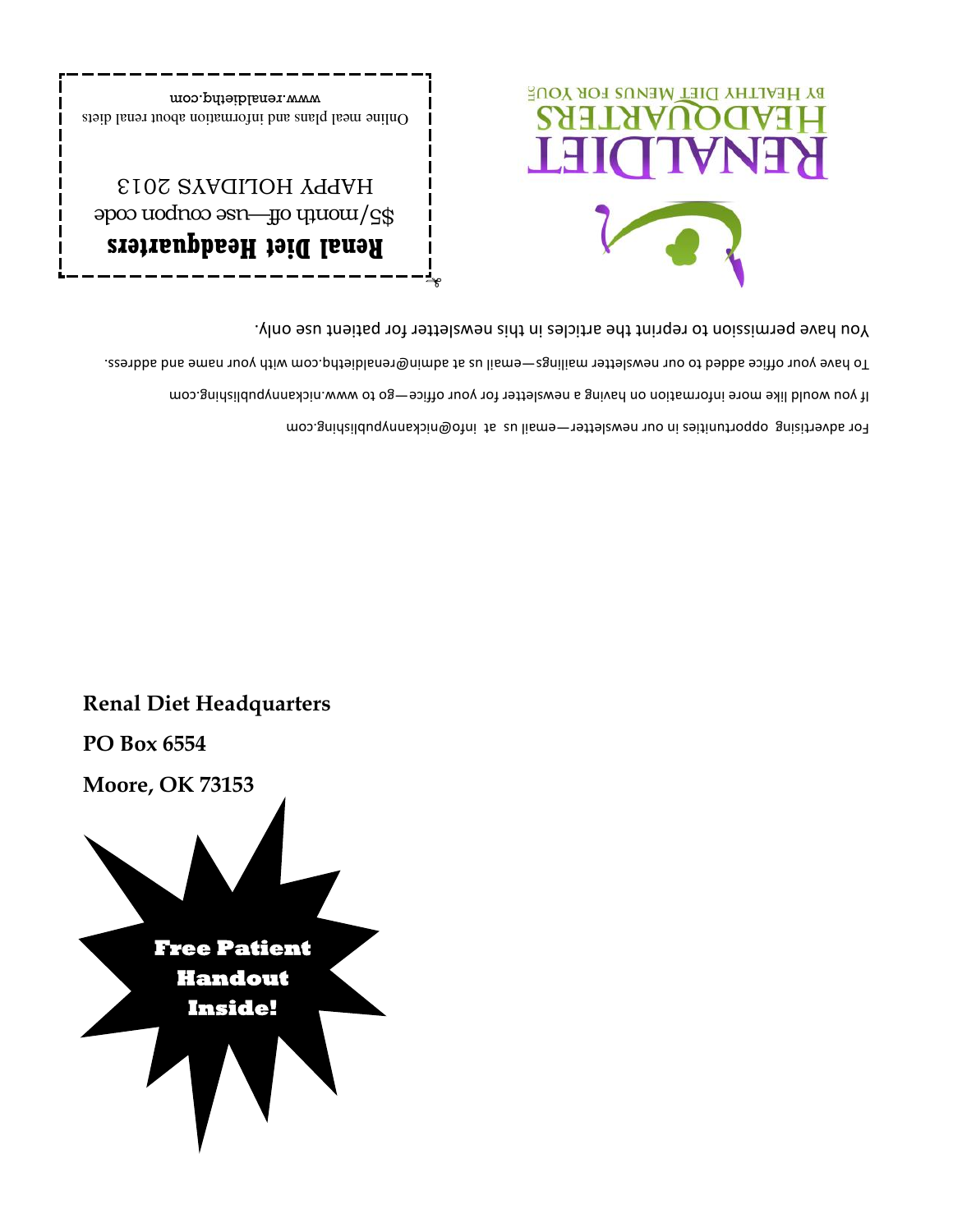**Renal Diet Headquarters**

$5/month off—use coupon code

HAPPY HOLIDAYS 2013

Online meal plans and information about renal diets

www.renaldiethq.com

RENAL DIET HEADQUARTERS

BY HEALTHY DIET MENUS FOR YOU™

For advertising opportunities in our newsletter—email us at info@nickannypublishing.com

If you would like more information on having a newsletter for your office—go to www.nickannypublishing.com

To have your office added to our newsletter mailings—email us at admin@renaldiethq.com with your name and address.

You have permission to reprint the articles in this newsletter for patient use only.

**Renal Diet Headquarters**

**PO Box 6554**

**Moore, OK 73153**

**Free Patient Handout Inside!**